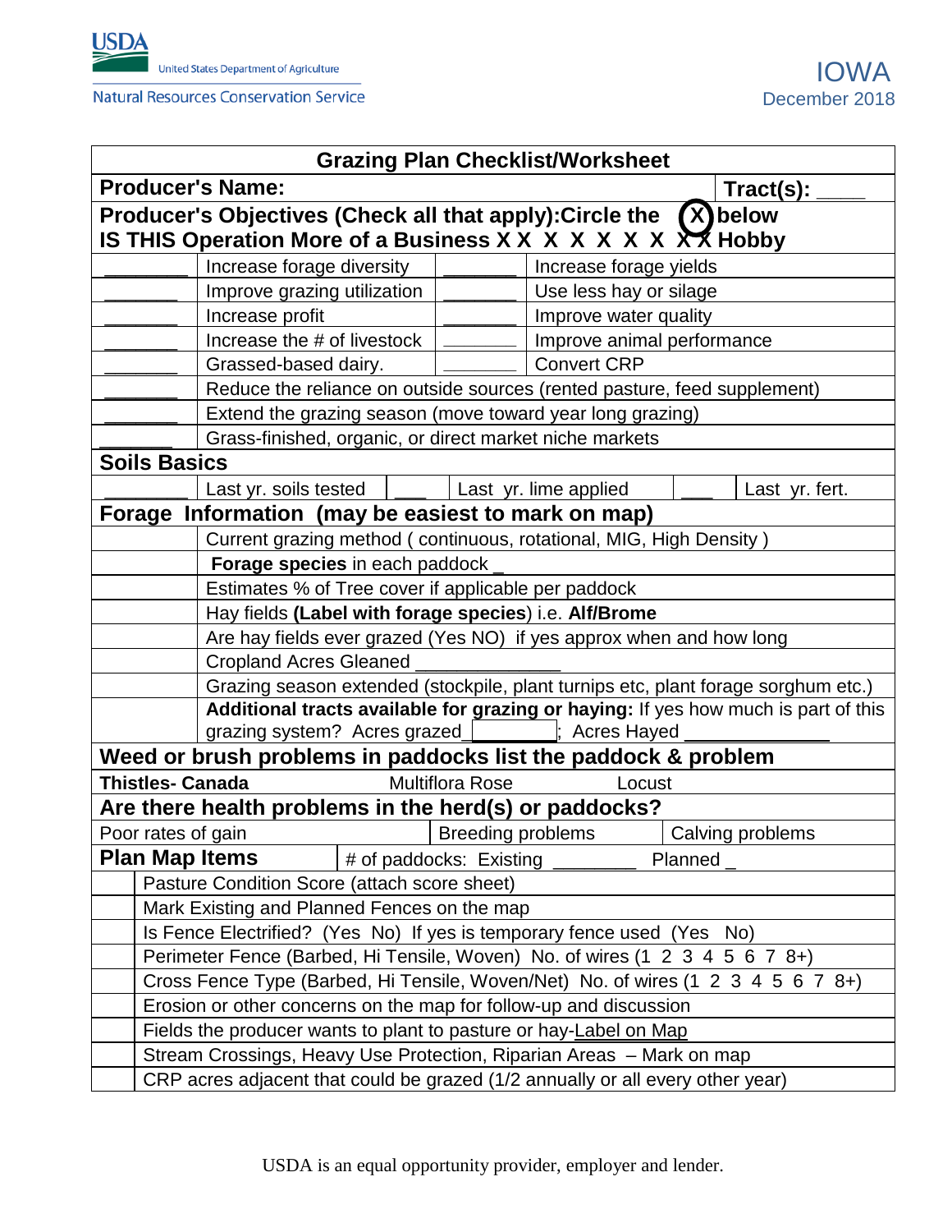USDA United States Department of Agriculture

Natural Resources Conservation Service

IOWA
December 2018

| **Grazing Plan Checklist/Worksheet** | | | |
|---|---|---|---|
| **Producer's Name:** | | | **Tract(s): ____** |
| **Producer's Objectives (Check all that apply):Circle the (X) below** **IS THIS Operation More of a Business X X X X X X X X X Hobby** | | | |
| ________ | Increase forage diversity | ________ | Increase forage yields |
| _______ | Improve grazing utilization | ________ | Use less hay or silage |
| _______ | Increase profit | ________ | Improve water quality |
| _______ | Increase the # of livestock | ________ | Improve animal performance |
| _______ | Grassed-based dairy. | ________ | Convert CRP |
| _______ | Reduce the reliance on outside sources (rented pasture, feed supplement) | | |
| _______ | Extend the grazing season (move toward year long grazing) | | |
| _______ | Grass-finished, organic, or direct market niche markets | | |

| **Soils Basics** | | | | | |
|---|---|---|---|---|---|
| ________ | Last yr. soils tested | ___ | Last yr. lime applied | ___ | Last yr. fert. |

| **Forage Information (may be easiest to mark on map)** | |
|---|---|
| | Current grazing method ( continuous, rotational, MIG, High Density ) |
| | **Forage species** in each paddock _ |
| | Estimates % of Tree cover if applicable per paddock |
| | Hay fields **(Label with forage species)** i.e. **Alf/Brome** |
| | Are hay fields ever grazed (Yes NO) if yes approx when and how long |
| | Cropland Acres Gleaned ______________ |
| | Grazing season extended (stockpile, plant turnips etc, plant forage sorghum etc.) |
| | **Additional tracts available for grazing or haying:** If yes how much is part of this grazing system? Acres grazed_________; Acres Hayed ______________ |

| **Weed or brush problems in paddocks list the paddock & problem** | | |
|---|---|---|
| **Thistles- Canada** | Multiflora Rose | Locust |

| **Are there health problems in the herd(s) or paddocks?** | | |
|---|---|---|
| Poor rates of gain | Breeding problems | Calving problems |

| **Plan Map Items** | # of paddocks: Existing ________ Planned _ |
|---|---|
| | Pasture Condition Score (attach score sheet) |
| | Mark Existing and Planned Fences on the map |
| | Is Fence Electrified? (Yes No) If yes is temporary fence used (Yes No) |
| | Perimeter Fence (Barbed, Hi Tensile, Woven) No. of wires (1 2 3 4 5 6 7 8+) |
| | Cross Fence Type (Barbed, Hi Tensile, Woven/Net) No. of wires (1 2 3 4 5 6 7 8+) |
| | Erosion or other concerns on the map for follow-up and discussion |
| | Fields the producer wants to plant to pasture or hay-Label on Map |
| | Stream Crossings, Heavy Use Protection, Riparian Areas – Mark on map |
| | CRP acres adjacent that could be grazed (1/2 annually or all every other year) |

USDA is an equal opportunity provider, employer and lender.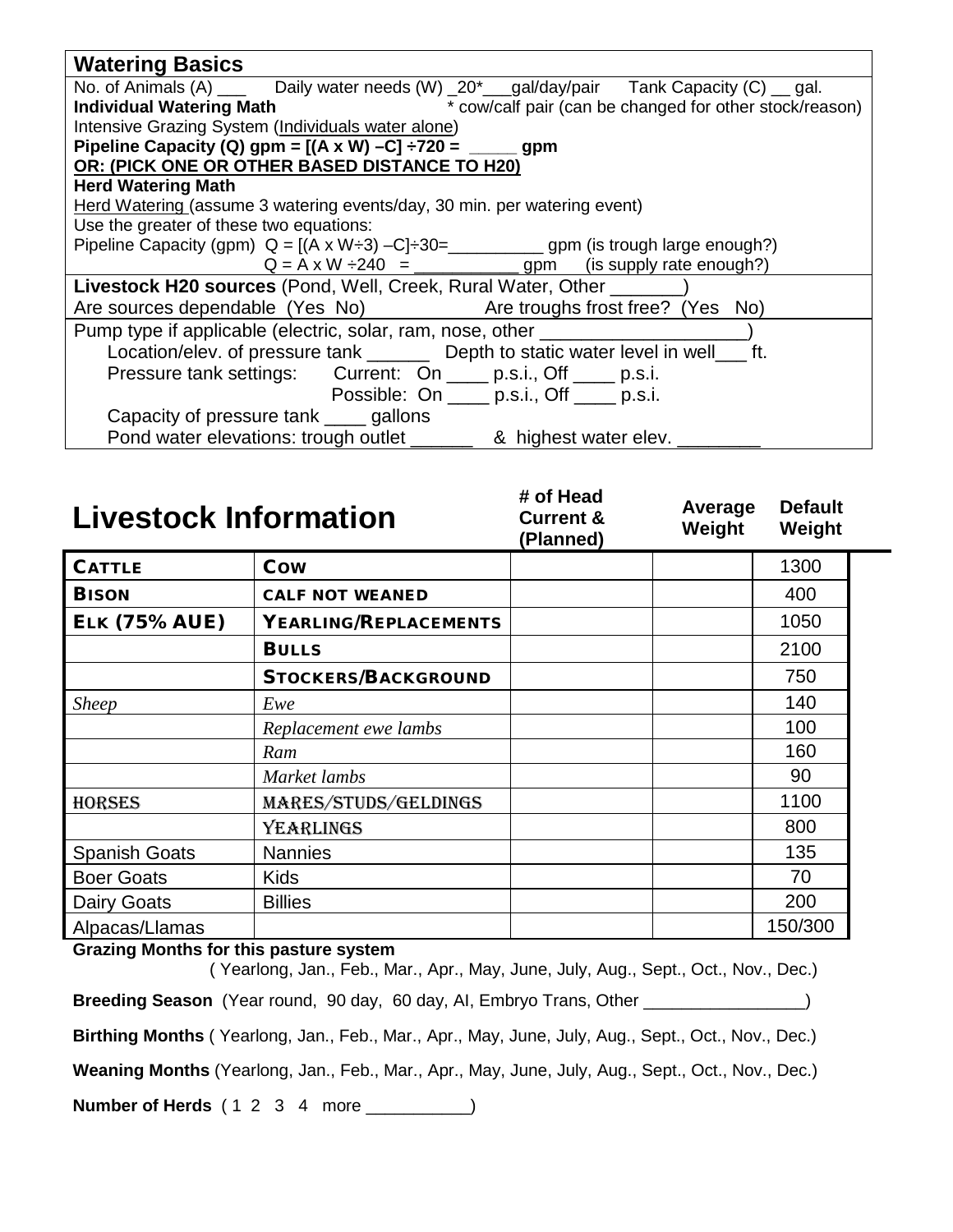## Watering Basics

No. of Animals (A) ___ Daily water needs (W) _20*___gal/day/pair Tank Capacity (C) __ gal.

**Individual Watering Math** * cow/calf pair (can be changed for other stock/reason)

Intensive Grazing System (Individuals water alone)

**Pipeline Capacity (Q) gpm = [(A x W) –C] ÷720 = _____ gpm**

**OR: (PICK ONE OR OTHER BASED DISTANCE TO H20)**

**Herd Watering Math**

Herd Watering (assume 3 watering events/day, 30 min. per watering event)

Use the greater of these two equations:

Pipeline Capacity (gpm) Q = [(A x W÷3) –C]÷30=__________ gpm (is trough large enough?)

Q = A x W ÷240 = ___________ gpm (is supply rate enough?)

**Livestock H20 sources** (Pond, Well, Creek, Rural Water, Other _______)

Are sources dependable (Yes No) Are troughs frost free? (Yes No)

Pump type if applicable (electric, solar, ram, nose, other ____________________)

Location/elev. of pressure tank ______ Depth to static water level in well___ ft.

Pressure tank settings: Current: On ____ p.s.i., Off ____ p.s.i.

Possible: On ____ p.s.i., Off ____ p.s.i.

Capacity of pressure tank ____ gallons

Pond water elevations: trough outlet ______ & highest water elev. ________

## Livestock Information

| | | # of Head Current & (Planned) | Average Weight | Default Weight |
|---|---|---|---|---|
| CATTLE | COW | | | 1300 |
| BISON | CALF NOT WEANED | | | 400 |
| ELK (75% AUE) | YEARLING/REPLACEMENTS | | | 1050 |
| | BULLS | | | 2100 |
| | STOCKERS/BACKGROUND | | | 750 |
| *Sheep* | *Ewe* | | | 140 |
| | *Replacement ewe lambs* | | | 100 |
| | *Ram* | | | 160 |
| | *Market lambs* | | | 90 |
| HORSES | MARES/STUDS/GELDINGS | | | 1100 |
| | YEARLINGS | | | 800 |
| Spanish Goats | Nannies | | | 135 |
| Boer Goats | Kids | | | 70 |
| Dairy Goats | Billies | | | 200 |
| Alpacas/Llamas | | | | 150/300 |

**Grazing Months for this pasture system**

( Yearlong, Jan., Feb., Mar., Apr., May, June, July, Aug., Sept., Oct., Nov., Dec.)

**Breeding Season** (Year round, 90 day, 60 day, AI, Embryo Trans, Other _________________)

**Birthing Months** ( Yearlong, Jan., Feb., Mar., Apr., May, June, July, Aug., Sept., Oct., Nov., Dec.)

**Weaning Months** (Yearlong, Jan., Feb., Mar., Apr., May, June, July, Aug., Sept., Oct., Nov., Dec.)

**Number of Herds** ( 1 2 3 4 more ___________)